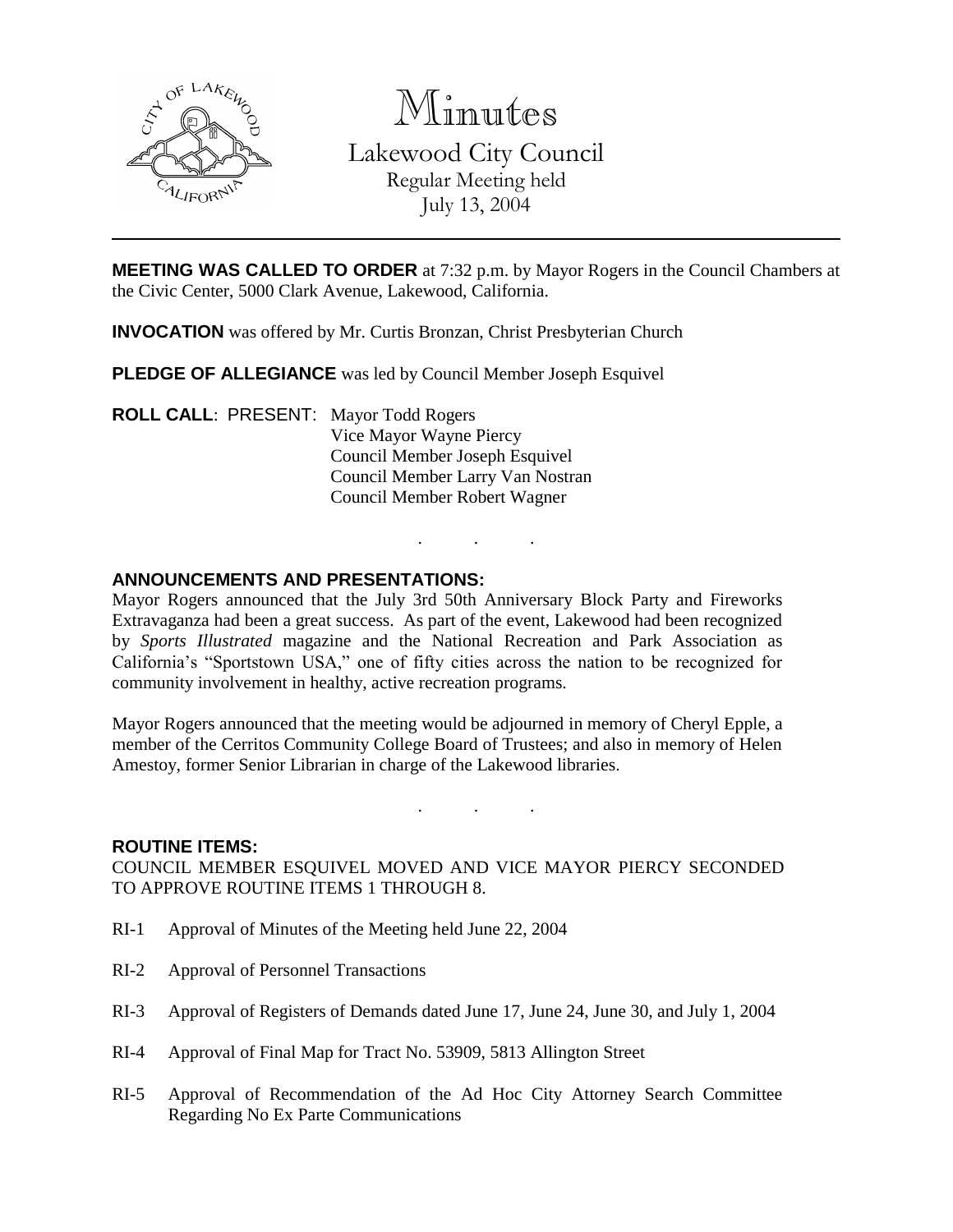# Minutes

## Lakewood City Council

Regular Meeting held
July 13, 2004

---

**MEETING WAS CALLED TO ORDER** at 7:32 p.m. by Mayor Rogers in the Council Chambers at the Civic Center, 5000 Clark Avenue, Lakewood, California.

**INVOCATION** was offered by Mr. Curtis Bronzan, Christ Presbyterian Church

**PLEDGE OF ALLEGIANCE** was led by Council Member Joseph Esquivel

**ROLL CALL**: PRESENT: Mayor Todd Rogers
Vice Mayor Wayne Piercy
Council Member Joseph Esquivel
Council Member Larry Van Nostran
Council Member Robert Wagner

. . .

**ANNOUNCEMENTS AND PRESENTATIONS:**

Mayor Rogers announced that the July 3rd 50th Anniversary Block Party and Fireworks Extravaganza had been a great success. As part of the event, Lakewood had been recognized by *Sports Illustrated* magazine and the National Recreation and Park Association as California's "Sportstown USA," one of fifty cities across the nation to be recognized for community involvement in healthy, active recreation programs.

Mayor Rogers announced that the meeting would be adjourned in memory of Cheryl Epple, a member of the Cerritos Community College Board of Trustees; and also in memory of Helen Amestoy, former Senior Librarian in charge of the Lakewood libraries.

. . .

**ROUTINE ITEMS:**

COUNCIL MEMBER ESQUIVEL MOVED AND VICE MAYOR PIERCY SECONDED TO APPROVE ROUTINE ITEMS 1 THROUGH 8.

RI-1 Approval of Minutes of the Meeting held June 22, 2004

RI-2 Approval of Personnel Transactions

RI-3 Approval of Registers of Demands dated June 17, June 24, June 30, and July 1, 2004

RI-4 Approval of Final Map for Tract No. 53909, 5813 Allington Street

RI-5 Approval of Recommendation of the Ad Hoc City Attorney Search Committee Regarding No Ex Parte Communications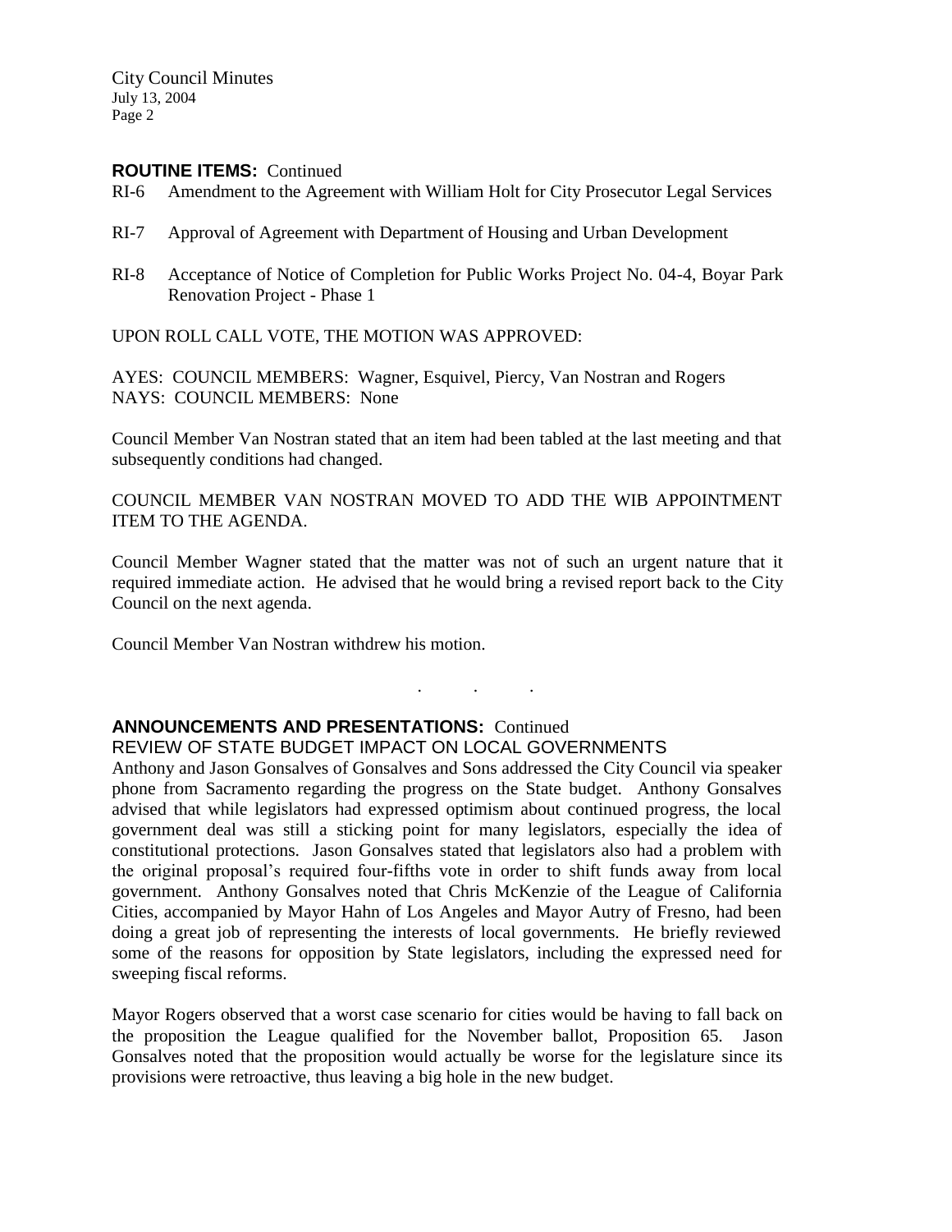**ROUTINE ITEMS:** Continued

RI-6 Amendment to the Agreement with William Holt for City Prosecutor Legal Services

RI-7 Approval of Agreement with Department of Housing and Urban Development

RI-8 Acceptance of Notice of Completion for Public Works Project No. 04-4, Boyar Park Renovation Project - Phase 1

UPON ROLL CALL VOTE, THE MOTION WAS APPROVED:

AYES: COUNCIL MEMBERS: Wagner, Esquivel, Piercy, Van Nostran and Rogers
NAYS: COUNCIL MEMBERS: None

Council Member Van Nostran stated that an item had been tabled at the last meeting and that subsequently conditions had changed.

COUNCIL MEMBER VAN NOSTRAN MOVED TO ADD THE WIB APPOINTMENT ITEM TO THE AGENDA.

Council Member Wagner stated that the matter was not of such an urgent nature that it required immediate action. He advised that he would bring a revised report back to the City Council on the next agenda.

Council Member Van Nostran withdrew his motion.

. . .

**ANNOUNCEMENTS AND PRESENTATIONS:** Continued

REVIEW OF STATE BUDGET IMPACT ON LOCAL GOVERNMENTS

Anthony and Jason Gonsalves of Gonsalves and Sons addressed the City Council via speaker phone from Sacramento regarding the progress on the State budget. Anthony Gonsalves advised that while legislators had expressed optimism about continued progress, the local government deal was still a sticking point for many legislators, especially the idea of constitutional protections. Jason Gonsalves stated that legislators also had a problem with the original proposal's required four-fifths vote in order to shift funds away from local government. Anthony Gonsalves noted that Chris McKenzie of the League of California Cities, accompanied by Mayor Hahn of Los Angeles and Mayor Autry of Fresno, had been doing a great job of representing the interests of local governments. He briefly reviewed some of the reasons for opposition by State legislators, including the expressed need for sweeping fiscal reforms.

Mayor Rogers observed that a worst case scenario for cities would be having to fall back on the proposition the League qualified for the November ballot, Proposition 65. Jason Gonsalves noted that the proposition would actually be worse for the legislature since its provisions were retroactive, thus leaving a big hole in the new budget.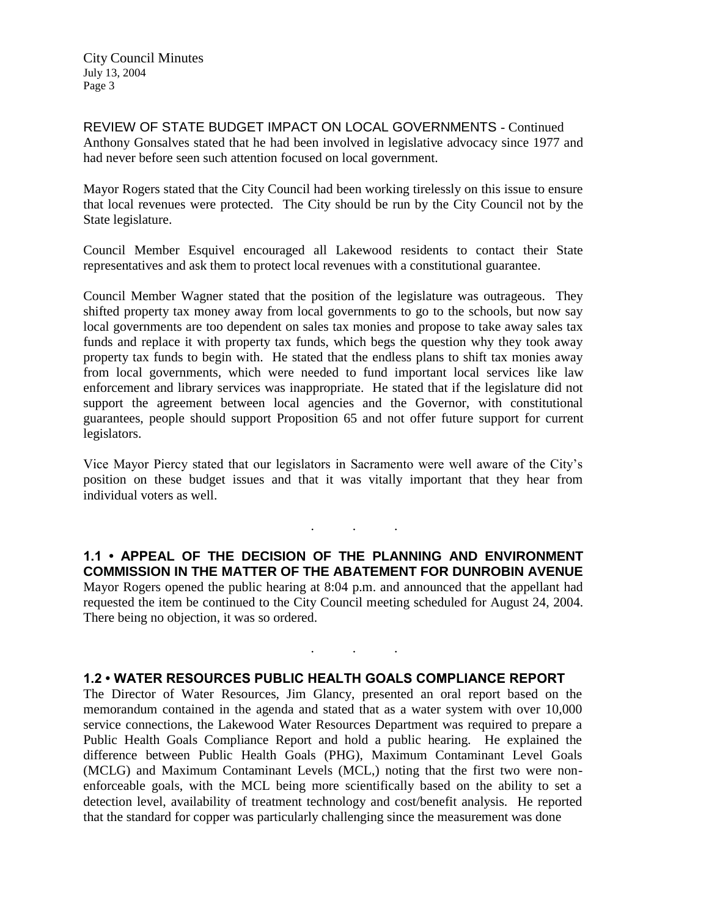REVIEW OF STATE BUDGET IMPACT ON LOCAL GOVERNMENTS - Continued
Anthony Gonsalves stated that he had been involved in legislative advocacy since 1977 and had never before seen such attention focused on local government.

Mayor Rogers stated that the City Council had been working tirelessly on this issue to ensure that local revenues were protected. The City should be run by the City Council not by the State legislature.

Council Member Esquivel encouraged all Lakewood residents to contact their State representatives and ask them to protect local revenues with a constitutional guarantee.

Council Member Wagner stated that the position of the legislature was outrageous. They shifted property tax money away from local governments to go to the schools, but now say local governments are too dependent on sales tax monies and propose to take away sales tax funds and replace it with property tax funds, which begs the question why they took away property tax funds to begin with. He stated that the endless plans to shift tax monies away from local governments, which were needed to fund important local services like law enforcement and library services was inappropriate. He stated that if the legislature did not support the agreement between local agencies and the Governor, with constitutional guarantees, people should support Proposition 65 and not offer future support for current legislators.

Vice Mayor Piercy stated that our legislators in Sacramento were well aware of the City's position on these budget issues and that it was vitally important that they hear from individual voters as well.

. . .

**1.1 • APPEAL OF THE DECISION OF THE PLANNING AND ENVIRONMENT COMMISSION IN THE MATTER OF THE ABATEMENT FOR DUNROBIN AVENUE**
Mayor Rogers opened the public hearing at 8:04 p.m. and announced that the appellant had requested the item be continued to the City Council meeting scheduled for August 24, 2004. There being no objection, it was so ordered.

. . .

**1.2 • WATER RESOURCES PUBLIC HEALTH GOALS COMPLIANCE REPORT**
The Director of Water Resources, Jim Glancy, presented an oral report based on the memorandum contained in the agenda and stated that as a water system with over 10,000 service connections, the Lakewood Water Resources Department was required to prepare a Public Health Goals Compliance Report and hold a public hearing. He explained the difference between Public Health Goals (PHG), Maximum Contaminant Level Goals (MCLG) and Maximum Contaminant Levels (MCL,) noting that the first two were non-enforceable goals, with the MCL being more scientifically based on the ability to set a detection level, availability of treatment technology and cost/benefit analysis. He reported that the standard for copper was particularly challenging since the measurement was done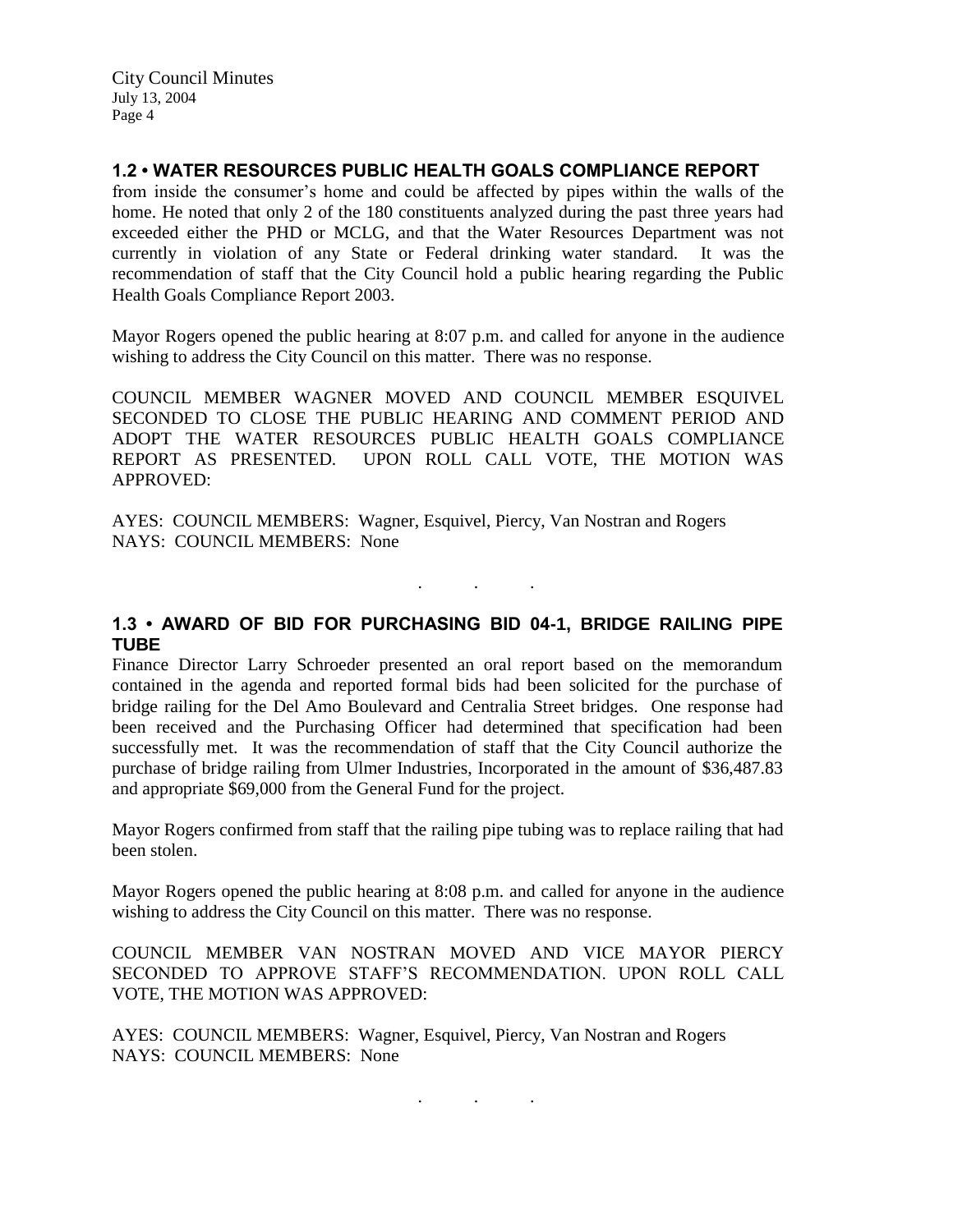## 1.2 • WATER RESOURCES PUBLIC HEALTH GOALS COMPLIANCE REPORT

from inside the consumer's home and could be affected by pipes within the walls of the home. He noted that only 2 of the 180 constituents analyzed during the past three years had exceeded either the PHD or MCLG, and that the Water Resources Department was not currently in violation of any State or Federal drinking water standard. It was the recommendation of staff that the City Council hold a public hearing regarding the Public Health Goals Compliance Report 2003.

Mayor Rogers opened the public hearing at 8:07 p.m. and called for anyone in the audience wishing to address the City Council on this matter. There was no response.

COUNCIL MEMBER WAGNER MOVED AND COUNCIL MEMBER ESQUIVEL SECONDED TO CLOSE THE PUBLIC HEARING AND COMMENT PERIOD AND ADOPT THE WATER RESOURCES PUBLIC HEALTH GOALS COMPLIANCE REPORT AS PRESENTED. UPON ROLL CALL VOTE, THE MOTION WAS APPROVED:

AYES: COUNCIL MEMBERS: Wagner, Esquivel, Piercy, Van Nostran and Rogers
NAYS: COUNCIL MEMBERS: None

. . .

## 1.3 • AWARD OF BID FOR PURCHASING BID 04-1, BRIDGE RAILING PIPE TUBE

Finance Director Larry Schroeder presented an oral report based on the memorandum contained in the agenda and reported formal bids had been solicited for the purchase of bridge railing for the Del Amo Boulevard and Centralia Street bridges. One response had been received and the Purchasing Officer had determined that specification had been successfully met. It was the recommendation of staff that the City Council authorize the purchase of bridge railing from Ulmer Industries, Incorporated in the amount of $36,487.83 and appropriate $69,000 from the General Fund for the project.

Mayor Rogers confirmed from staff that the railing pipe tubing was to replace railing that had been stolen.

Mayor Rogers opened the public hearing at 8:08 p.m. and called for anyone in the audience wishing to address the City Council on this matter. There was no response.

COUNCIL MEMBER VAN NOSTRAN MOVED AND VICE MAYOR PIERCY SECONDED TO APPROVE STAFF'S RECOMMENDATION. UPON ROLL CALL VOTE, THE MOTION WAS APPROVED:

AYES: COUNCIL MEMBERS: Wagner, Esquivel, Piercy, Van Nostran and Rogers
NAYS: COUNCIL MEMBERS: None

. . .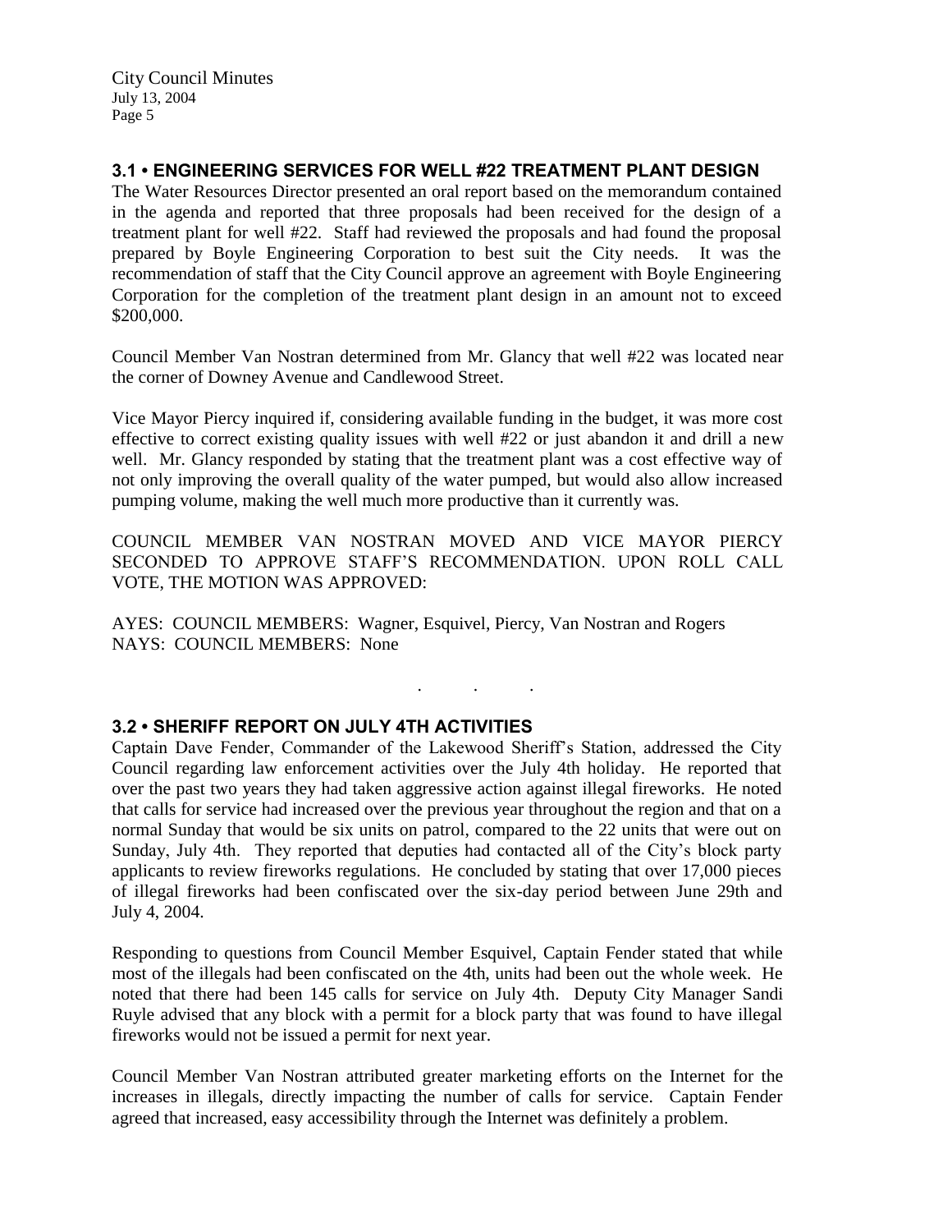### 3.1 • ENGINEERING SERVICES FOR WELL #22 TREATMENT PLANT DESIGN

The Water Resources Director presented an oral report based on the memorandum contained in the agenda and reported that three proposals had been received for the design of a treatment plant for well #22. Staff had reviewed the proposals and had found the proposal prepared by Boyle Engineering Corporation to best suit the City needs. It was the recommendation of staff that the City Council approve an agreement with Boyle Engineering Corporation for the completion of the treatment plant design in an amount not to exceed $200,000.

Council Member Van Nostran determined from Mr. Glancy that well #22 was located near the corner of Downey Avenue and Candlewood Street.

Vice Mayor Piercy inquired if, considering available funding in the budget, it was more cost effective to correct existing quality issues with well #22 or just abandon it and drill a new well. Mr. Glancy responded by stating that the treatment plant was a cost effective way of not only improving the overall quality of the water pumped, but would also allow increased pumping volume, making the well much more productive than it currently was.

COUNCIL MEMBER VAN NOSTRAN MOVED AND VICE MAYOR PIERCY SECONDED TO APPROVE STAFF'S RECOMMENDATION. UPON ROLL CALL VOTE, THE MOTION WAS APPROVED:

AYES: COUNCIL MEMBERS: Wagner, Esquivel, Piercy, Van Nostran and Rogers
NAYS: COUNCIL MEMBERS: None

. . .

### 3.2 • SHERIFF REPORT ON JULY 4TH ACTIVITIES

Captain Dave Fender, Commander of the Lakewood Sheriff's Station, addressed the City Council regarding law enforcement activities over the July 4th holiday. He reported that over the past two years they had taken aggressive action against illegal fireworks. He noted that calls for service had increased over the previous year throughout the region and that on a normal Sunday that would be six units on patrol, compared to the 22 units that were out on Sunday, July 4th. They reported that deputies had contacted all of the City's block party applicants to review fireworks regulations. He concluded by stating that over 17,000 pieces of illegal fireworks had been confiscated over the six-day period between June 29th and July 4, 2004.

Responding to questions from Council Member Esquivel, Captain Fender stated that while most of the illegals had been confiscated on the 4th, units had been out the whole week. He noted that there had been 145 calls for service on July 4th. Deputy City Manager Sandi Ruyle advised that any block with a permit for a block party that was found to have illegal fireworks would not be issued a permit for next year.

Council Member Van Nostran attributed greater marketing efforts on the Internet for the increases in illegals, directly impacting the number of calls for service. Captain Fender agreed that increased, easy accessibility through the Internet was definitely a problem.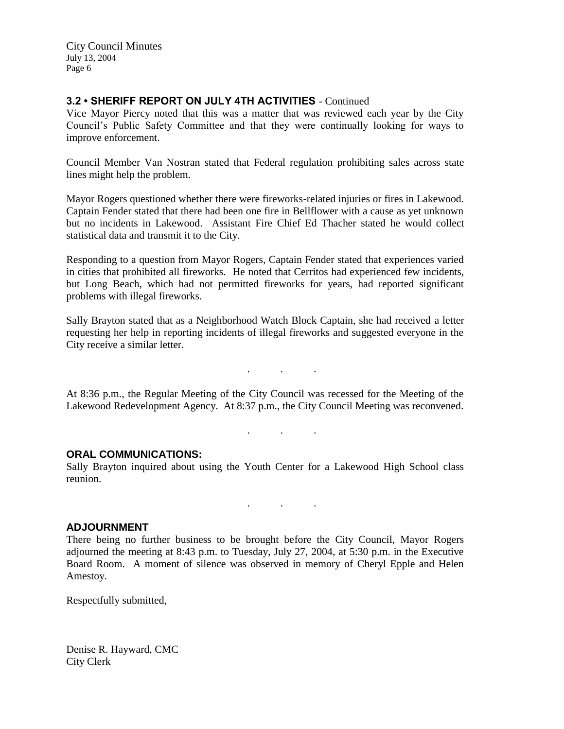### 3.2 • SHERIFF REPORT ON JULY 4TH ACTIVITIES - Continued

Vice Mayor Piercy noted that this was a matter that was reviewed each year by the City Council's Public Safety Committee and that they were continually looking for ways to improve enforcement.

Council Member Van Nostran stated that Federal regulation prohibiting sales across state lines might help the problem.

Mayor Rogers questioned whether there were fireworks-related injuries or fires in Lakewood. Captain Fender stated that there had been one fire in Bellflower with a cause as yet unknown but no incidents in Lakewood. Assistant Fire Chief Ed Thacher stated he would collect statistical data and transmit it to the City.

Responding to a question from Mayor Rogers, Captain Fender stated that experiences varied in cities that prohibited all fireworks. He noted that Cerritos had experienced few incidents, but Long Beach, which had not permitted fireworks for years, had reported significant problems with illegal fireworks.

Sally Brayton stated that as a Neighborhood Watch Block Captain, she had received a letter requesting her help in reporting incidents of illegal fireworks and suggested everyone in the City receive a similar letter.

. . .

At 8:36 p.m., the Regular Meeting of the City Council was recessed for the Meeting of the Lakewood Redevelopment Agency. At 8:37 p.m., the City Council Meeting was reconvened.

. . .

### ORAL COMMUNICATIONS:

Sally Brayton inquired about using the Youth Center for a Lakewood High School class reunion.

. . .

### ADJOURNMENT

There being no further business to be brought before the City Council, Mayor Rogers adjourned the meeting at 8:43 p.m. to Tuesday, July 27, 2004, at 5:30 p.m. in the Executive Board Room. A moment of silence was observed in memory of Cheryl Epple and Helen Amestoy.

Respectfully submitted,

Denise R. Hayward, CMC
City Clerk